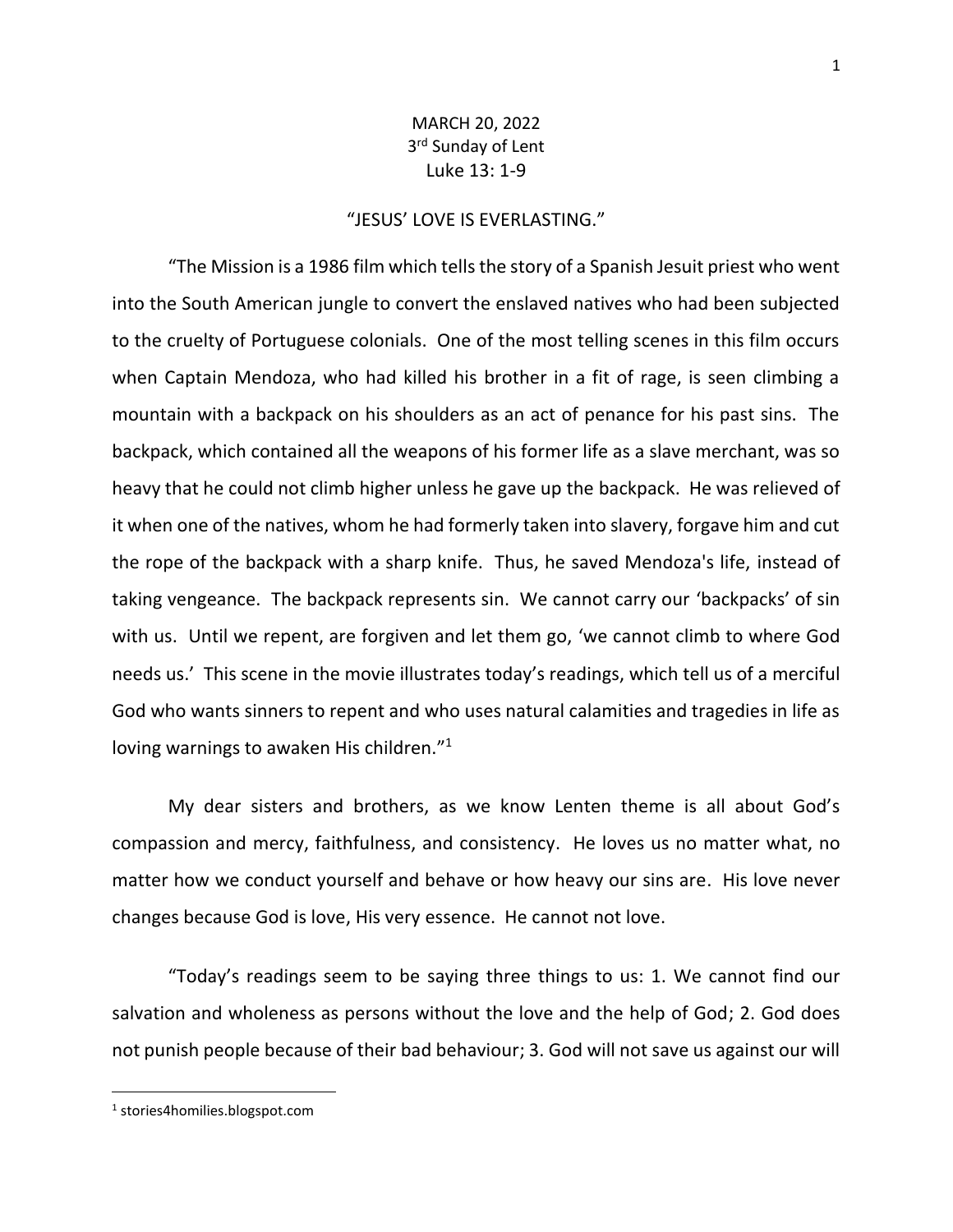MARCH 20, 2022

3rd Sunday of Lent

Luke 13: 1-9

# "JESUS' LOVE IS EVERLASTING."

"The Mission is a 1986 film which tells the story of a Spanish Jesuit priest who went into the South American jungle to convert the enslaved natives who had been subjected to the cruelty of Portuguese colonials. One of the most telling scenes in this film occurs when Captain Mendoza, who had killed his brother in a fit of rage, is seen climbing a mountain with a backpack on his shoulders as an act of penance for his past sins. The backpack, which contained all the weapons of his former life as a slave merchant, was so heavy that he could not climb higher unless he gave up the backpack. He was relieved of it when one of the natives, whom he had formerly taken into slavery, forgave him and cut the rope of the backpack with a sharp knife. Thus, he saved Mendoza's life, instead of taking vengeance. The backpack represents sin. We cannot carry our 'backpacks' of sin with us. Until we repent, are forgiven and let them go, 'we cannot climb to where God needs us.' This scene in the movie illustrates today's readings, which tell us of a merciful God who wants sinners to repent and who uses natural calamities and tragedies in life as loving warnings to awaken His children."[1]

My dear sisters and brothers, as we know Lenten theme is all about God's compassion and mercy, faithfulness, and consistency. He loves us no matter what, no matter how we conduct yourself and behave or how heavy our sins are. His love never changes because God is love, His very essence. He cannot not love.

"Today's readings seem to be saying three things to us: 1. We cannot find our salvation and wholeness as persons without the love and the help of God; 2. God does not punish people because of their bad behaviour; 3. God will not save us against our will

[1] stories4homilies.blogspot.com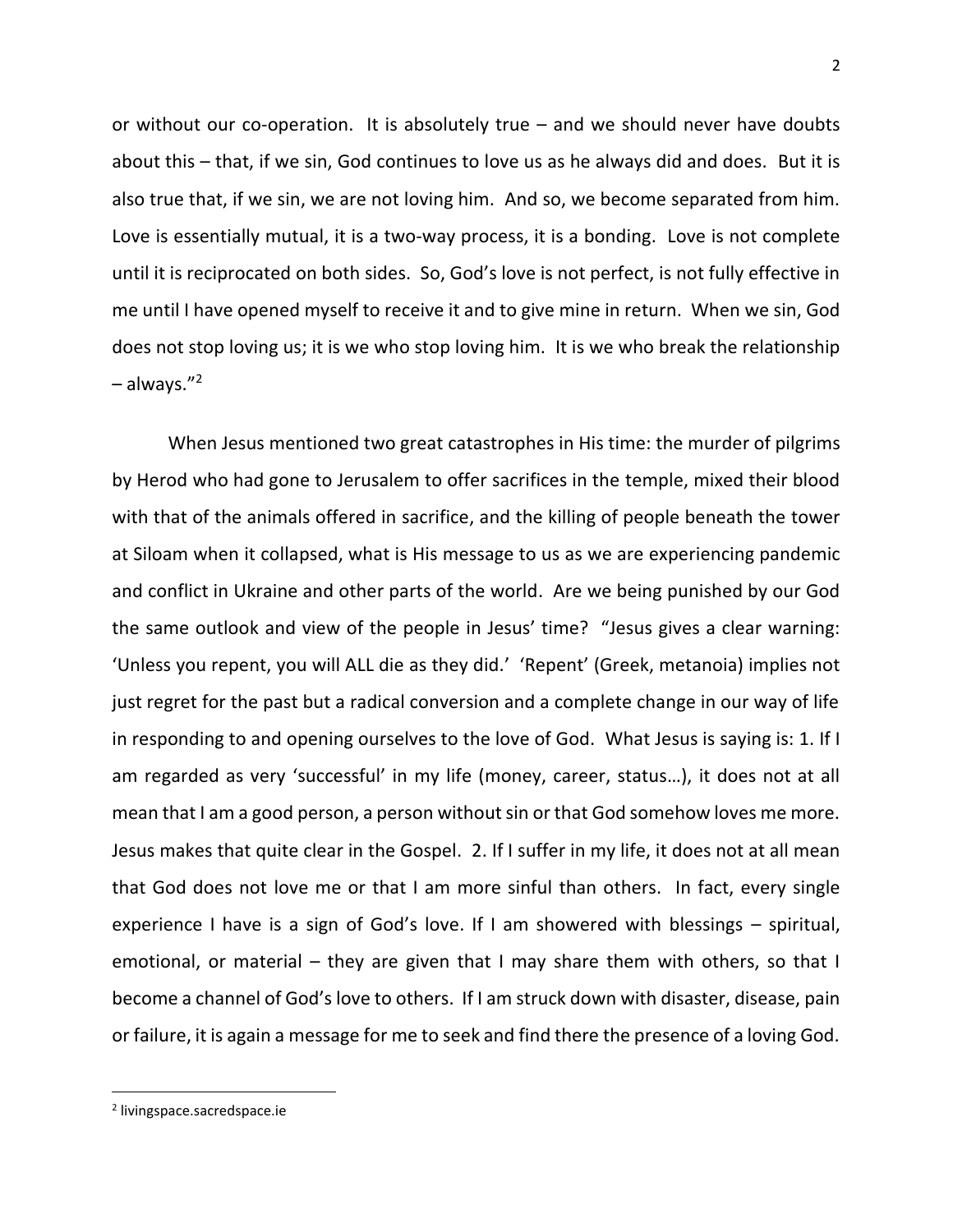or without our co-operation. It is absolutely true – and we should never have doubts about this – that, if we sin, God continues to love us as he always did and does. But it is also true that, if we sin, we are not loving him. And so, we become separated from him. Love is essentially mutual, it is a two-way process, it is a bonding. Love is not complete until it is reciprocated on both sides. So, God's love is not perfect, is not fully effective in me until I have opened myself to receive it and to give mine in return. When we sin, God does not stop loving us; it is we who stop loving him. It is we who break the relationship – always."[2]

When Jesus mentioned two great catastrophes in His time: the murder of pilgrims by Herod who had gone to Jerusalem to offer sacrifices in the temple, mixed their blood with that of the animals offered in sacrifice, and the killing of people beneath the tower at Siloam when it collapsed, what is His message to us as we are experiencing pandemic and conflict in Ukraine and other parts of the world. Are we being punished by our God the same outlook and view of the people in Jesus' time? "Jesus gives a clear warning: 'Unless you repent, you will ALL die as they did.' 'Repent' (Greek, metanoia) implies not just regret for the past but a radical conversion and a complete change in our way of life in responding to and opening ourselves to the love of God. What Jesus is saying is: 1. If I am regarded as very 'successful' in my life (money, career, status…), it does not at all mean that I am a good person, a person without sin or that God somehow loves me more. Jesus makes that quite clear in the Gospel. 2. If I suffer in my life, it does not at all mean that God does not love me or that I am more sinful than others. In fact, every single experience I have is a sign of God's love. If I am showered with blessings – spiritual, emotional, or material – they are given that I may share them with others, so that I become a channel of God's love to others. If I am struck down with disaster, disease, pain or failure, it is again a message for me to seek and find there the presence of a loving God.

---

[2] livingspace.sacredspace.ie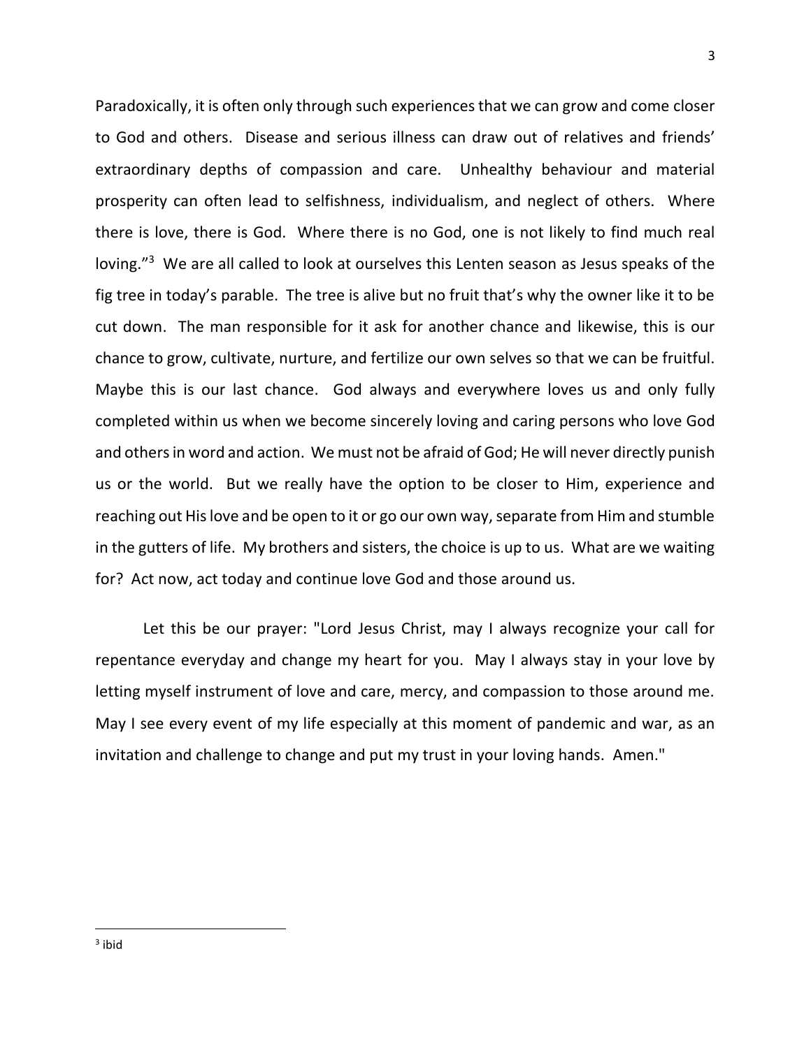Paradoxically, it is often only through such experiences that we can grow and come closer to God and others. Disease and serious illness can draw out of relatives and friends' extraordinary depths of compassion and care. Unhealthy behaviour and material prosperity can often lead to selfishness, individualism, and neglect of others. Where there is love, there is God. Where there is no God, one is not likely to find much real loving."[3] We are all called to look at ourselves this Lenten season as Jesus speaks of the fig tree in today's parable. The tree is alive but no fruit that's why the owner like it to be cut down. The man responsible for it ask for another chance and likewise, this is our chance to grow, cultivate, nurture, and fertilize our own selves so that we can be fruitful. Maybe this is our last chance. God always and everywhere loves us and only fully completed within us when we become sincerely loving and caring persons who love God and others in word and action. We must not be afraid of God; He will never directly punish us or the world. But we really have the option to be closer to Him, experience and reaching out His love and be open to it or go our own way, separate from Him and stumble in the gutters of life. My brothers and sisters, the choice is up to us. What are we waiting for? Act now, act today and continue love God and those around us.

Let this be our prayer: "Lord Jesus Christ, may I always recognize your call for repentance everyday and change my heart for you. May I always stay in your love by letting myself instrument of love and care, mercy, and compassion to those around me. May I see every event of my life especially at this moment of pandemic and war, as an invitation and challenge to change and put my trust in your loving hands. Amen."

---

[3] ibid